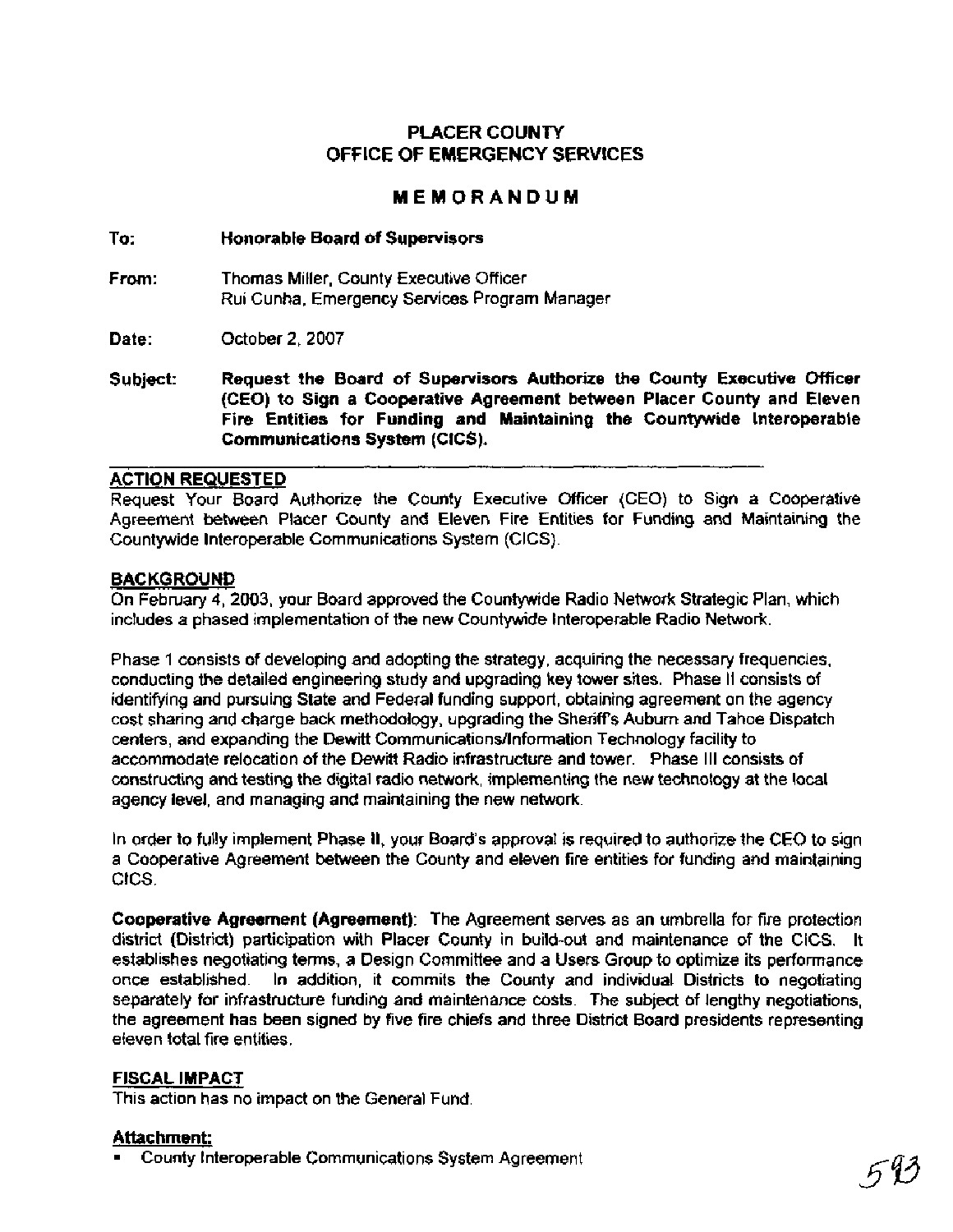# PLACER COUNTY
# OFFICE OF EMERGENCY SERVICES

## MEMORANDUM

**To:** **Honorable Board of Supervisors**

**From:** Thomas Miller, County Executive Officer
Rui Cunha, Emergency Services Program Manager

**Date:** October 2, 2007

**Subject:** **Request the Board of Supervisors Authorize the County Executive Officer (CEO) to Sign a Cooperative Agreement between Placer County and Eleven Fire Entities for Funding and Maintaining the Countywide Interoperable Communications System (CICS).**

### ACTION REQUESTED

Request Your Board Authorize the County Executive Officer (CEO) to Sign a Cooperative Agreement between Placer County and Eleven Fire Entities for Funding and Maintaining the Countywide Interoperable Communications System (CICS).

### BACKGROUND

On February 4, 2003, your Board approved the Countywide Radio Network Strategic Plan, which includes a phased implementation of the new Countywide Interoperable Radio Network.

Phase 1 consists of developing and adopting the strategy, acquiring the necessary frequencies, conducting the detailed engineering study and upgrading key tower sites. Phase II consists of identifying and pursuing State and Federal funding support, obtaining agreement on the agency cost sharing and charge back methodology, upgrading the Sheriff's Auburn and Tahoe Dispatch centers, and expanding the Dewitt Communications/Information Technology facility to accommodate relocation of the Dewitt Radio infrastructure and tower. Phase III consists of constructing and testing the digital radio network, implementing the new technology at the local agency level, and managing and maintaining the new network.

In order to fully implement Phase II, your Board's approval is required to authorize the CEO to sign a Cooperative Agreement between the County and eleven fire entities for funding and maintaining CICS.

**Cooperative Agreement (Agreement)**: The Agreement serves as an umbrella for fire protection district (District) participation with Placer County in build-out and maintenance of the CICS. It establishes negotiating terms, a Design Committee and a Users Group to optimize its performance once established. In addition, it commits the County and individual Districts to negotiating separately for infrastructure funding and maintenance costs. The subject of lengthy negotiations, the agreement has been signed by five fire chiefs and three District Board presidents representing eleven total fire entities.

### FISCAL IMPACT

This action has no impact on the General Fund.

### Attachment:

- County Interoperable Communications System Agreement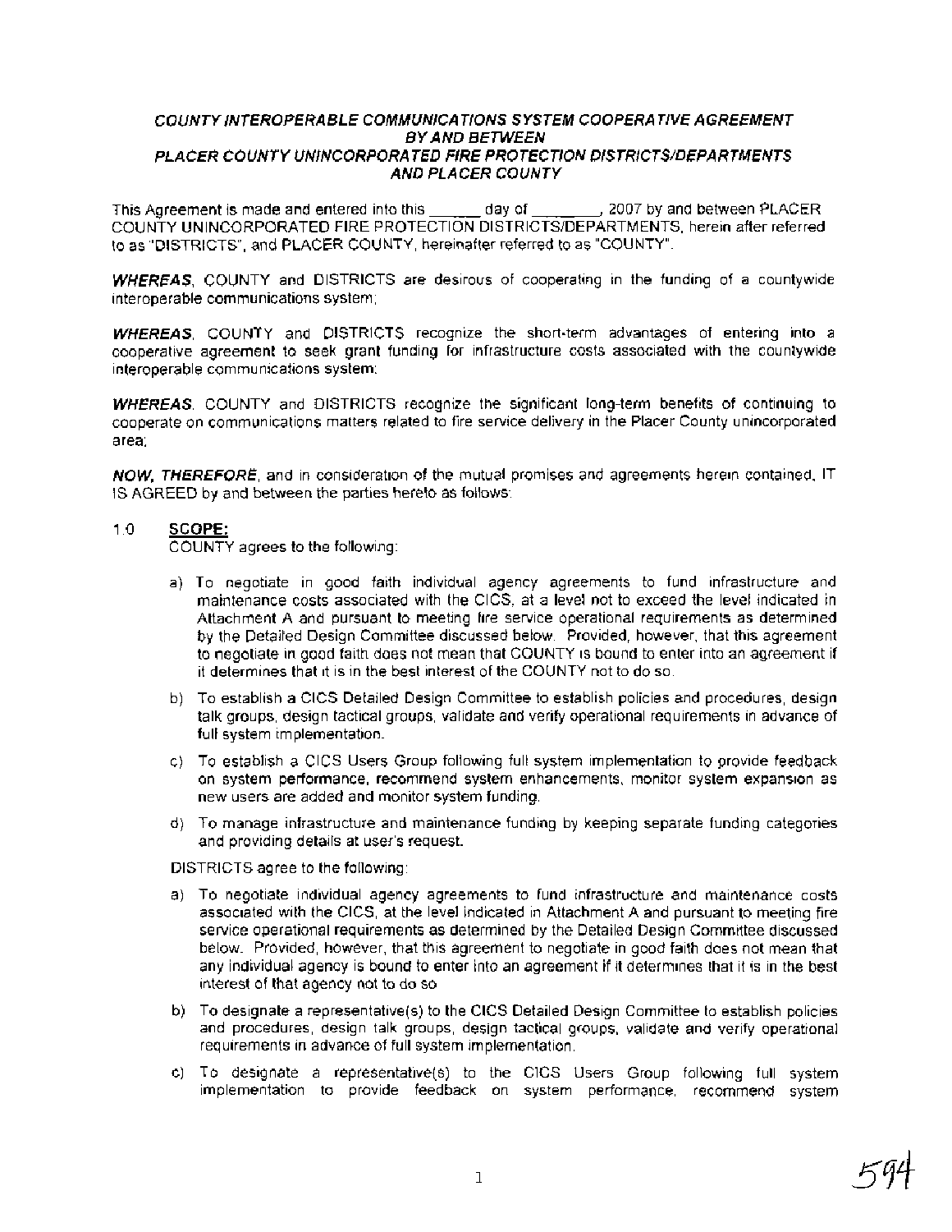***COUNTY INTEROPERABLE COMMUNICATIONS SYSTEM COOPERATIVE AGREEMENT BY AND BETWEEN PLACER COUNTY UNINCORPORATED FIRE PROTECTION DISTRICTS/DEPARTMENTS AND PLACER COUNTY***

This Agreement is made and entered into this ______ day of ________, 2007 by and between PLACER COUNTY UNINCORPORATED FIRE PROTECTION DISTRICTS/DEPARTMENTS, herein after referred to as "DISTRICTS", and PLACER COUNTY, hereinafter referred to as "COUNTY".

***WHEREAS***, COUNTY and DISTRICTS are desirous of cooperating in the funding of a countywide interoperable communications system;

***WHEREAS***, COUNTY and DISTRICTS recognize the short-term advantages of entering into a cooperative agreement to seek grant funding for infrastructure costs associated with the countywide interoperable communications system;

***WHEREAS***, COUNTY and DISTRICTS recognize the significant long-term benefits of continuing to cooperate on communications matters related to fire service delivery in the Placer County unincorporated area;

***NOW, THEREFORE***, and in consideration of the mutual promises and agreements herein contained, IT IS AGREED by and between the parties hereto as follows:

1.0 **SCOPE:**

COUNTY agrees to the following:

a) To negotiate in good faith individual agency agreements to fund infrastructure and maintenance costs associated with the CICS, at a level not to exceed the level indicated in Attachment A and pursuant to meeting fire service operational requirements as determined by the Detailed Design Committee discussed below. Provided, however, that this agreement to negotiate in good faith does not mean that COUNTY is bound to enter into an agreement if it determines that it is in the best interest of the COUNTY not to do so.

b) To establish a CICS Detailed Design Committee to establish policies and procedures, design talk groups, design tactical groups, validate and verify operational requirements in advance of full system implementation.

c) To establish a CICS Users Group following full system implementation to provide feedback on system performance, recommend system enhancements, monitor system expansion as new users are added and monitor system funding.

d) To manage infrastructure and maintenance funding by keeping separate funding categories and providing details at user's request.

DISTRICTS agree to the following:

a) To negotiate individual agency agreements to fund infrastructure and maintenance costs associated with the CICS, at the level indicated in Attachment A and pursuant to meeting fire service operational requirements as determined by the Detailed Design Committee discussed below. Provided, however, that this agreement to negotiate in good faith does not mean that any individual agency is bound to enter into an agreement if it determines that it is in the best interest of that agency not to do so.

b) To designate a representative(s) to the CICS Detailed Design Committee to establish policies and procedures, design talk groups, design tactical groups, validate and verify operational requirements in advance of full system implementation.

c) To designate a representative(s) to the CICS Users Group following full system implementation to provide feedback on system performance, recommend system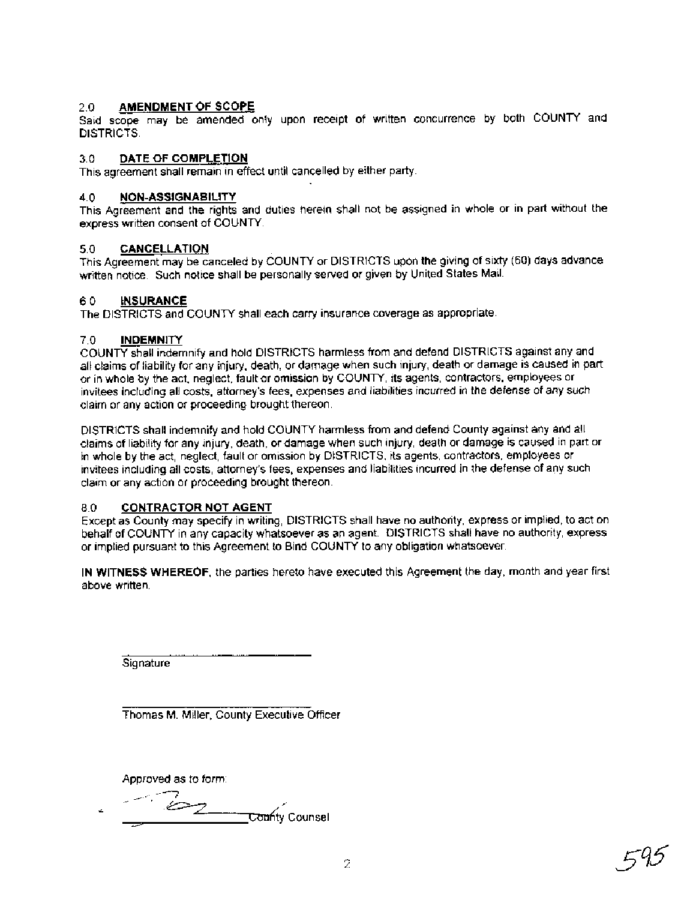## 2.0 AMENDMENT OF SCOPE

Said scope may be amended only upon receipt of written concurrence by both COUNTY and DISTRICTS.

## 3.0 DATE OF COMPLETION

This agreement shall remain in effect until cancelled by either party.

## 4.0 NON-ASSIGNABILITY

This Agreement and the rights and duties herein shall not be assigned in whole or in part without the express written consent of COUNTY.

## 5.0 CANCELLATION

This Agreement may be canceled by COUNTY or DISTRICTS upon the giving of sixty (60) days advance written notice. Such notice shall be personally served or given by United States Mail.

## 6.0 INSURANCE

The DISTRICTS and COUNTY shall each carry insurance coverage as appropriate.

## 7.0 INDEMNITY

COUNTY shall indemnify and hold DISTRICTS harmless from and defend DISTRICTS against any and all claims of liability for any injury, death, or damage when such injury, death or damage is caused in part or in whole by the act, neglect, fault or omission by COUNTY, its agents, contractors, employees or invitees including all costs, attorney's fees, expenses and liabilities incurred in the defense of any such claim or any action or proceeding brought thereon.

DISTRICTS shall indemnify and hold COUNTY harmless from and defend County against any and all claims of liability for any injury, death, or damage when such injury, death or damage is caused in part or in whole by the act, neglect, fault or omission by DISTRICTS, its agents, contractors, employees or invitees including all costs, attorney's fees, expenses and liabilities incurred in the defense of any such claim or any action or proceeding brought thereon.

## 8.0 CONTRACTOR NOT AGENT

Except as County may specify in writing, DISTRICTS shall have no authority, express or implied, to act on behalf of COUNTY in any capacity whatsoever as an agent. DISTRICTS shall have no authority, express or implied pursuant to this Agreement to Bind COUNTY to any obligation whatsoever.

**IN WITNESS WHEREOF**, the parties hereto have executed this Agreement the day, month and year first above written.

_______________________
Signature

_______________________
Thomas M. Miller, County Executive Officer

Approved as to form:

_______________________ County Counsel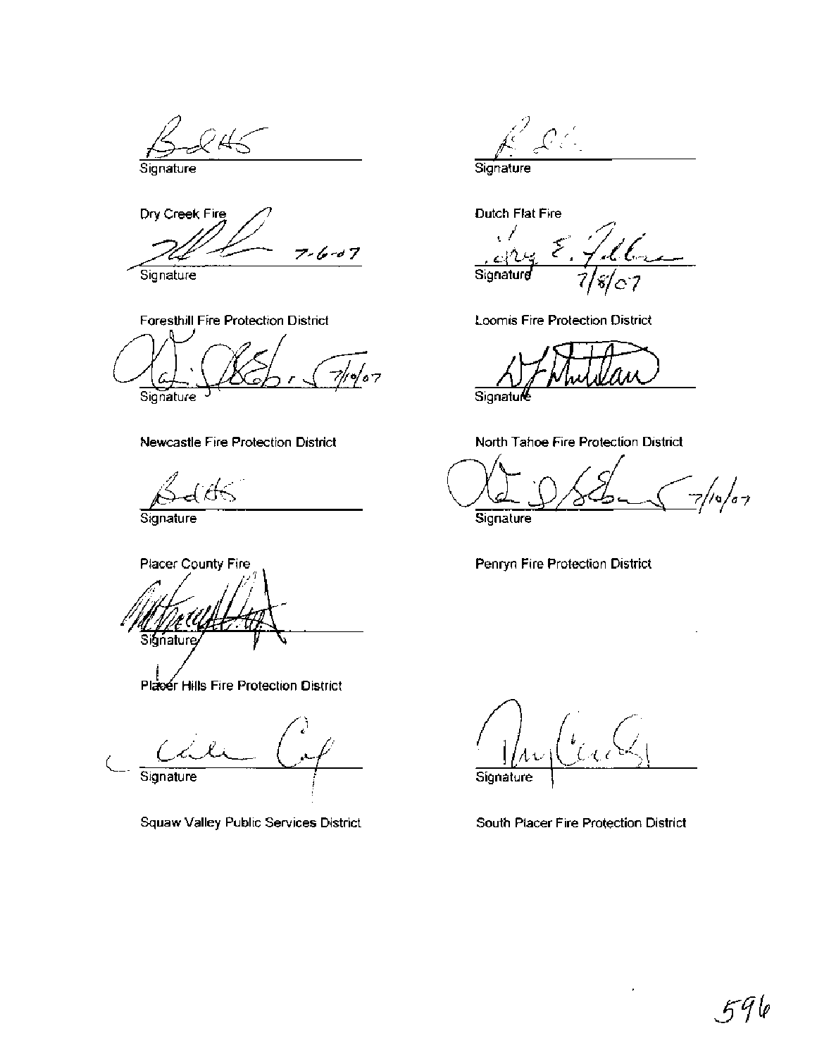Signature

Dry Creek Fire

7-6-07

Signature

Foresthill Fire Protection District

7/10/07

Signature

Newcastle Fire Protection District

Signature

Placer County Fire

Signature

Placer Hills Fire Protection District

Signature

Squaw Valley Public Services District

Signature

Dutch Flat Fire

Signature 7/8/07

Loomis Fire Protection District

Signature

North Tahoe Fire Protection District

7/10/07

Signature

Penryn Fire Protection District

Signature

South Placer Fire Protection District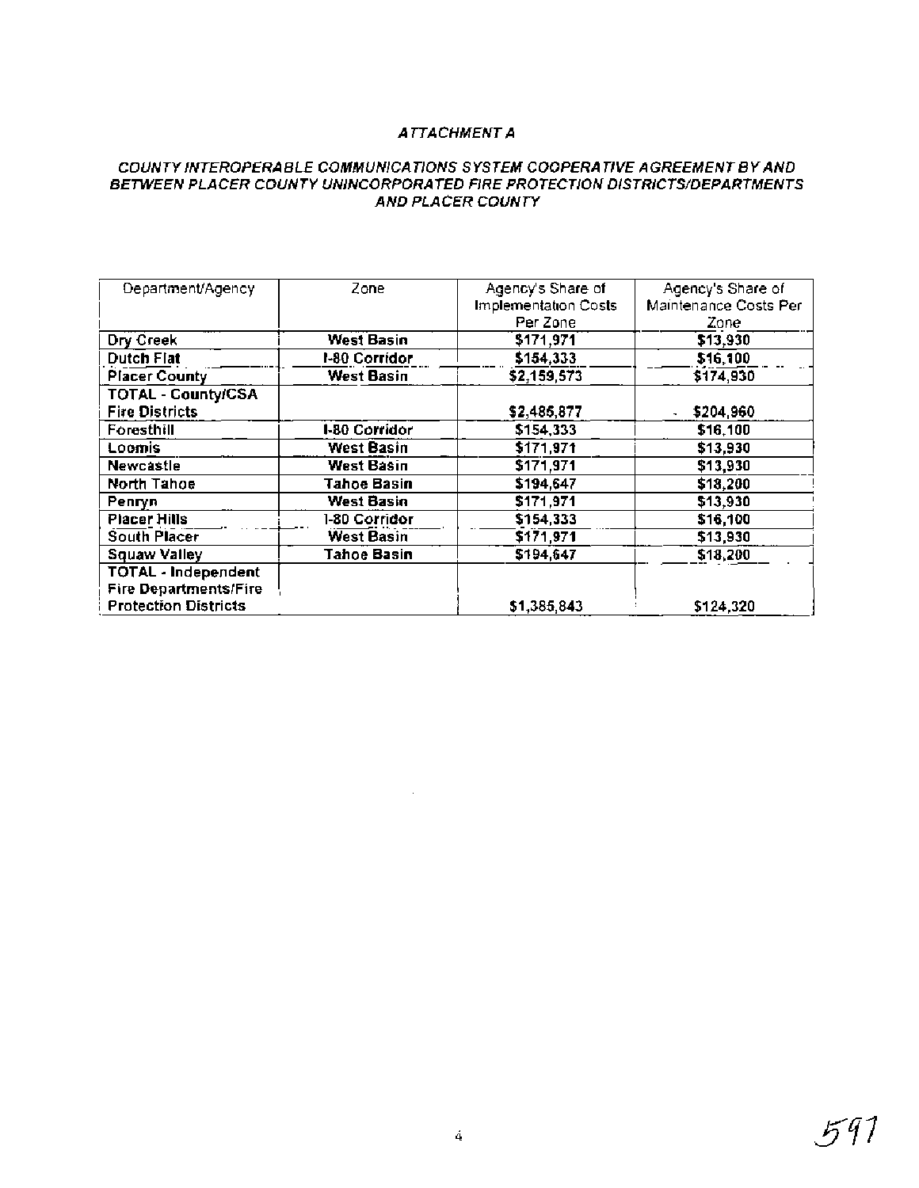***ATTACHMENT A***

***COUNTY INTEROPERABLE COMMUNICATIONS SYSTEM COOPERATIVE AGREEMENT BY AND BETWEEN PLACER COUNTY UNINCORPORATED FIRE PROTECTION DISTRICTS/DEPARTMENTS AND PLACER COUNTY***

| Department/Agency | Zone | Agency's Share of Implementation Costs Per Zone | Agency's Share of Maintenance Costs Per Zone |
|---|---|---|---|
| **Dry Creek** | **West Basin** | **$171,971** | **$13,930** |
| **Dutch Flat** | **I-80 Corridor** | **$154,333** | **$16,100** |
| **Placer County** | **West Basin** | **$2,159,573** | **$174,930** |
| **TOTAL - County/CSA Fire Districts** | | **$2,485,877** | **$204,960** |
| **Foresthill** | **I-80 Corridor** | **$154,333** | **$16,100** |
| **Loomis** | **West Basin** | **$171,971** | **$13,930** |
| **Newcastle** | **West Basin** | **$171,971** | **$13,930** |
| **North Tahoe** | **Tahoe Basin** | **$194,647** | **$18,200** |
| **Penryn** | **West Basin** | **$171,971** | **$13,930** |
| **Placer Hills** | **I-80 Corridor** | **$154,333** | **$16,100** |
| **South Placer** | **West Basin** | **$171,971** | **$13,930** |
| **Squaw Valley** | **Tahoe Basin** | **$194,647** | **$18,200** |
| **TOTAL - Independent Fire Departments/Fire Protection Districts** | | $1,385,843 | $124,320 |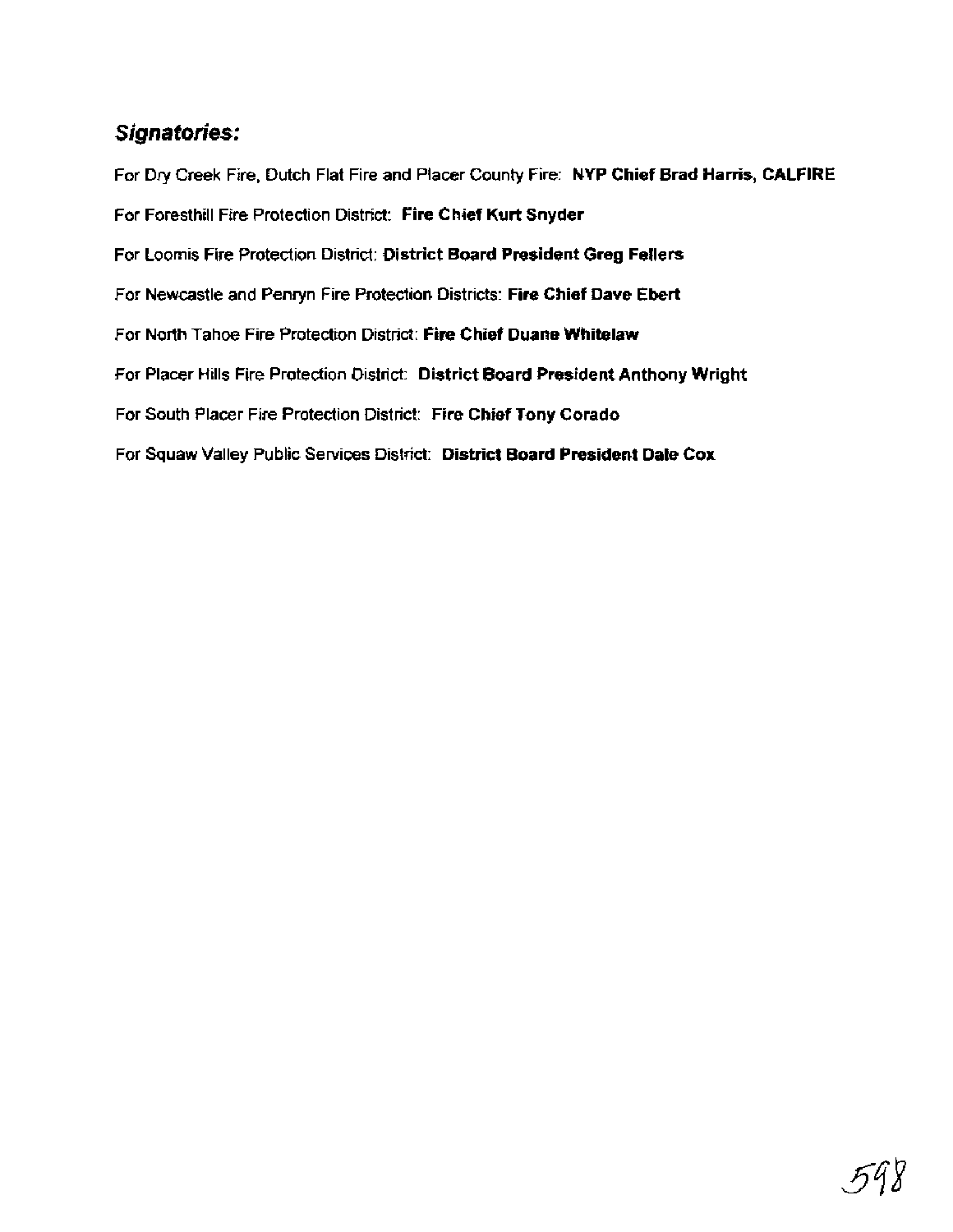## *Signatories:*

For Dry Creek Fire, Dutch Flat Fire and Placer County Fire: **NYP Chief Brad Harris, CALFIRE**

For Foresthill Fire Protection District: **Fire Chief Kurt Snyder**

For Loomis Fire Protection District: **District Board President Greg Fellers**

For Newcastle and Penryn Fire Protection Districts: **Fire Chief Dave Ebert**

For North Tahoe Fire Protection District: **Fire Chief Duane Whitelaw**

For Placer Hills Fire Protection District: **District Board President Anthony Wright**

For South Placer Fire Protection District: **Fire Chief Tony Corado**

For Squaw Valley Public Services District: **District Board President Dale Cox**